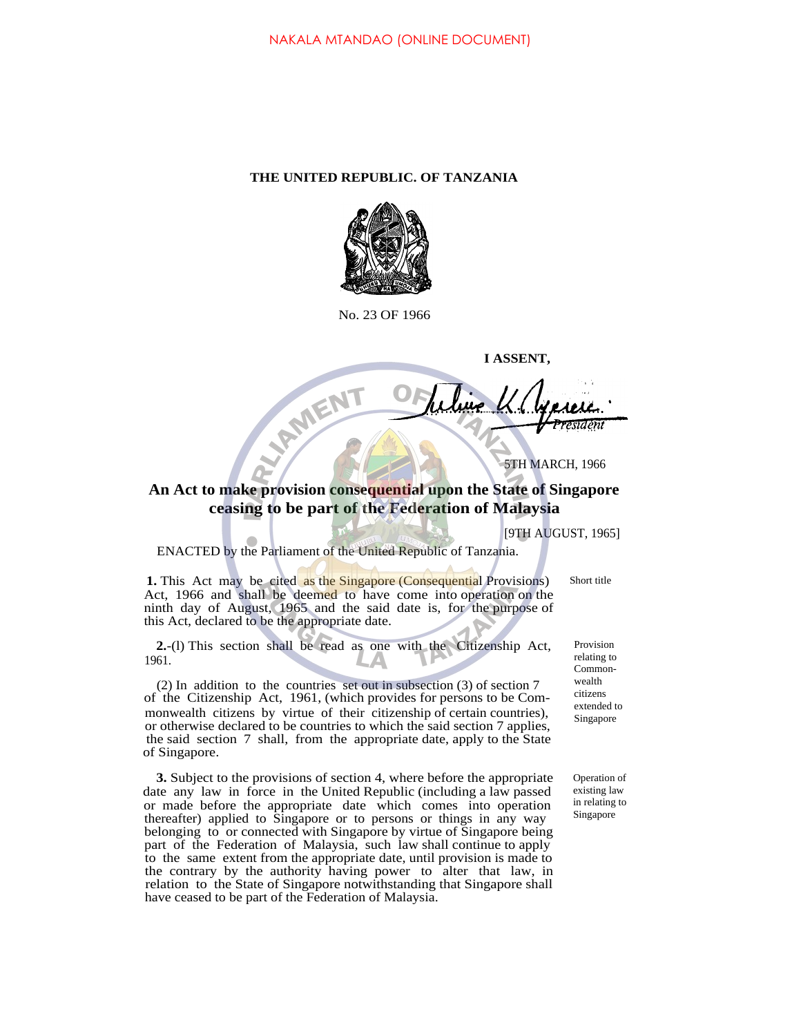NAKALA MTANDAO (ONLINE DOCUMENT)

**THE UNITED REPUBLIC. OF TANZANIA**

No. 23 OF 1966

**I ASSENT,**

*President*

5TH MARCH, 1966

## An Act to make provision consequential upon the State of Singapore ceasing to be part of the Federation of Malaysia

[9TH AUGUST, 1965]

ENACTED by the Parliament of the United Republic of Tanzania.

*Short title*

**1.** This Act may be cited as the Singapore (Consequential Provisions) Act, 1966 and shall be deemed to have come into operation on the ninth day of August, 1965 and the said date is, for the purpose of this Act, declared to be the appropriate date.

*Provision relating to Commonwealth citizens extended to Singapore*

**2.**-(l) This section shall be read as one with the Citizenship Act, 1961.

(2) In addition to the countries set out in subsection (3) of section 7 of the Citizenship Act, 1961, (which provides for persons to be Commonwealth citizens by virtue of their citizenship of certain countries), or otherwise declared to be countries to which the said section 7 applies, the said section 7 shall, from the appropriate date, apply to the State of Singapore.

*Operation of existing law in relating to Singapore*

**3.** Subject to the provisions of section 4, where before the appropriate date any law in force in the United Republic (including a law passed or made before the appropriate date which comes into operation thereafter) applied to Singapore or to persons or things in any way belonging to or connected with Singapore by virtue of Singapore being part of the Federation of Malaysia, such law shall continue to apply to the same extent from the appropriate date, until provision is made to the contrary by the authority having power to alter that law, in relation to the State of Singapore notwithstanding that Singapore shall have ceased to be part of the Federation of Malaysia.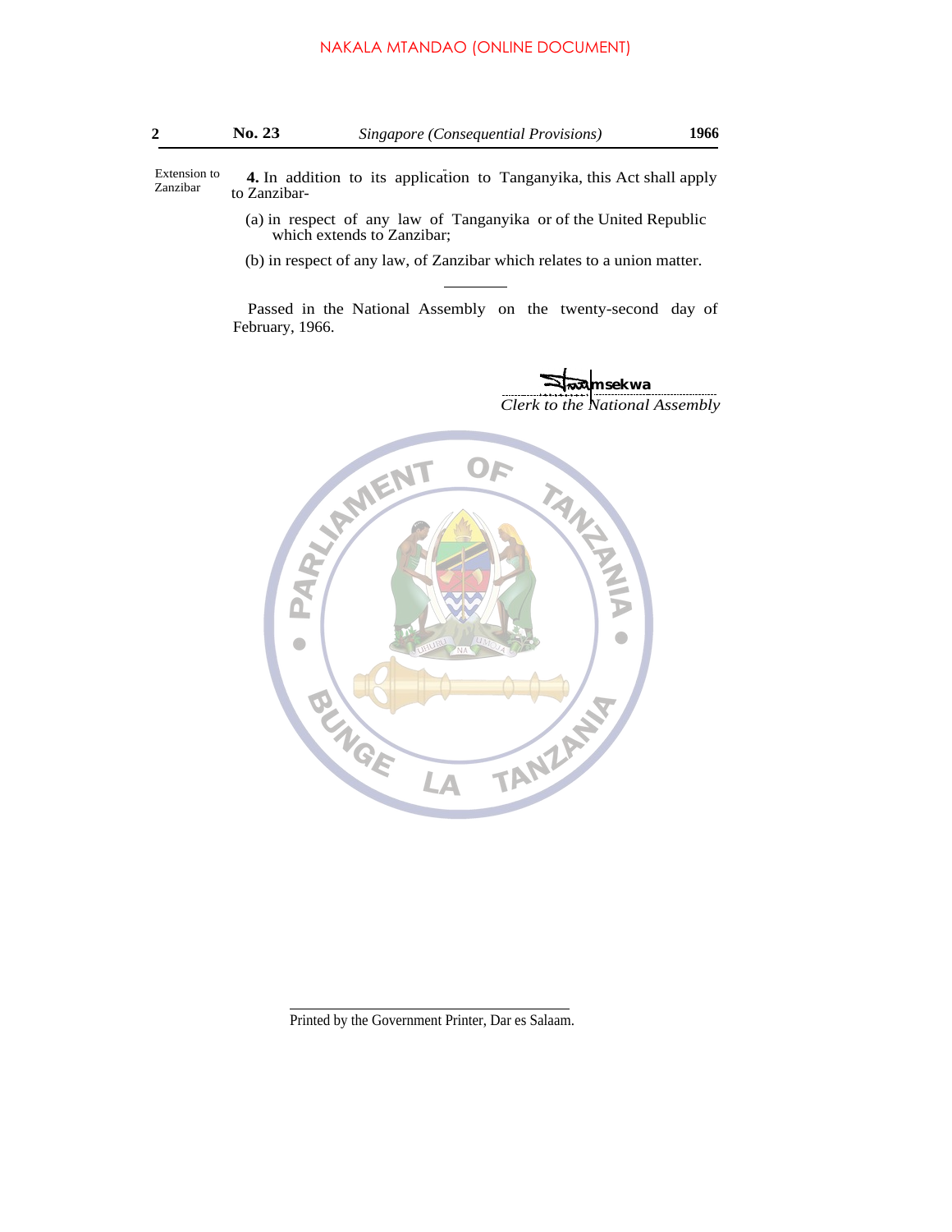Extension to Zanzibar

**4.** In addition to its application to Tanganyika, this Act shall apply to Zanzibar-

(a) in respect of any law of Tanganyika or of the United Republic which extends to Zanzibar;

(b) in respect of any law, of Zanzibar which relates to a union matter.

---

Passed in the National Assembly on the twenty-second day of February, 1966.

msekwa
*Clerk to the National Assembly*

Printed by the Government Printer, Dar es Salaam.